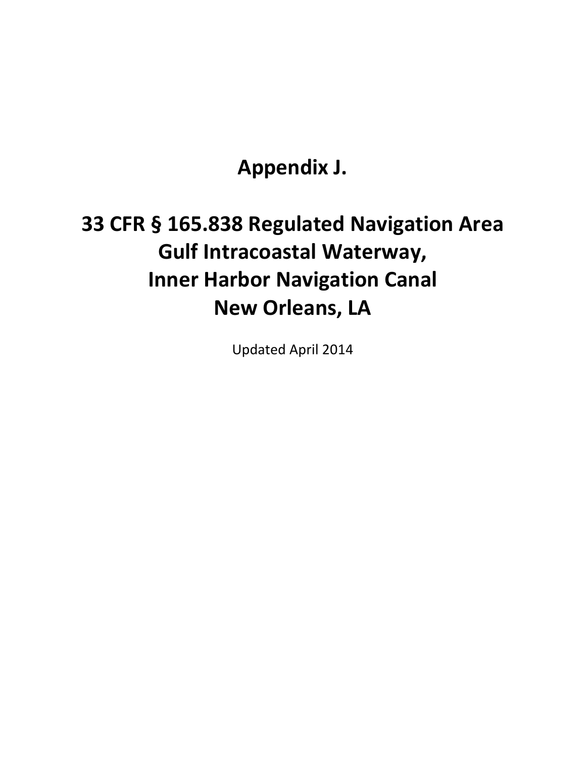# Appendix J.

# 33 CFR § 165.838 Regulated Navigation Area Gulf Intracoastal Waterway, Inner Harbor Navigation Canal New Orleans, LA

Updated April 2014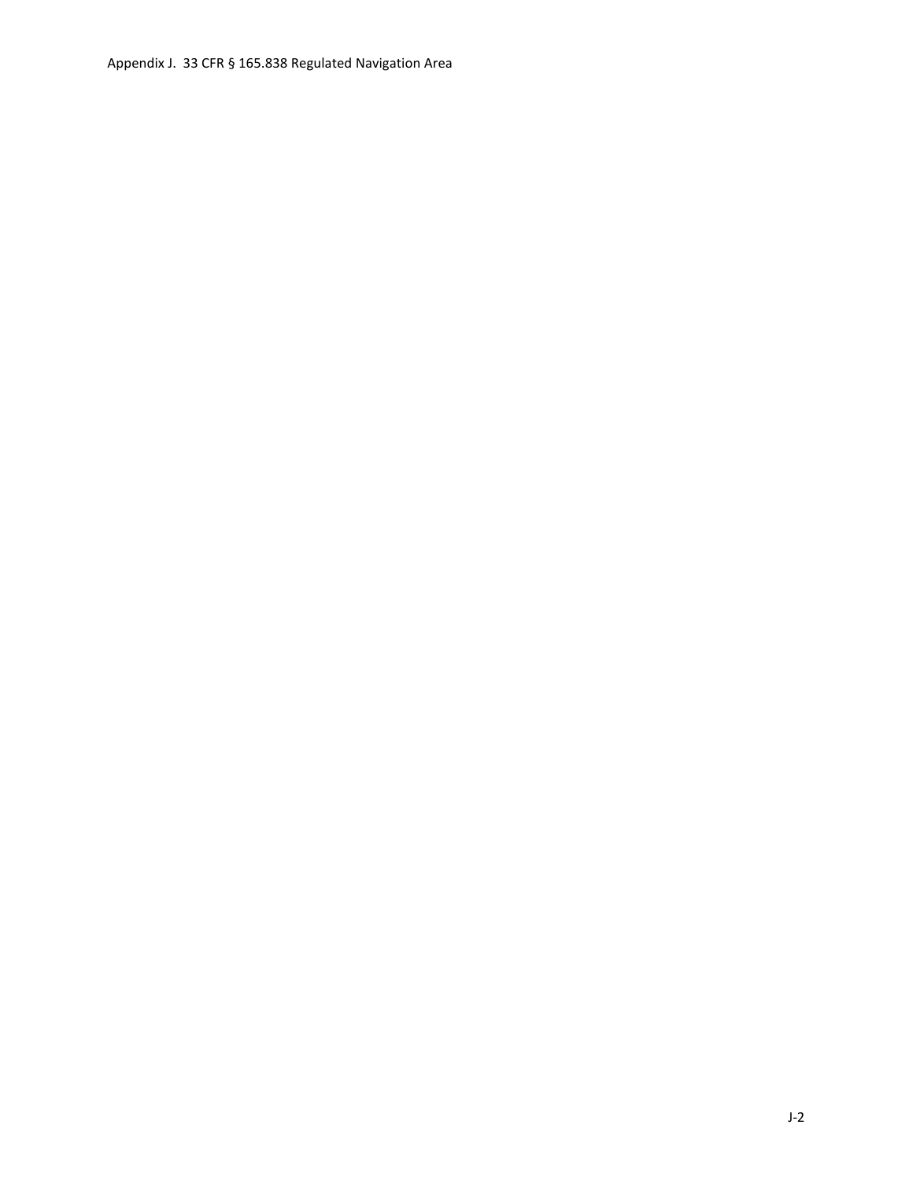Appendix J. 33 CFR § 165.838 Regulated Navigation Area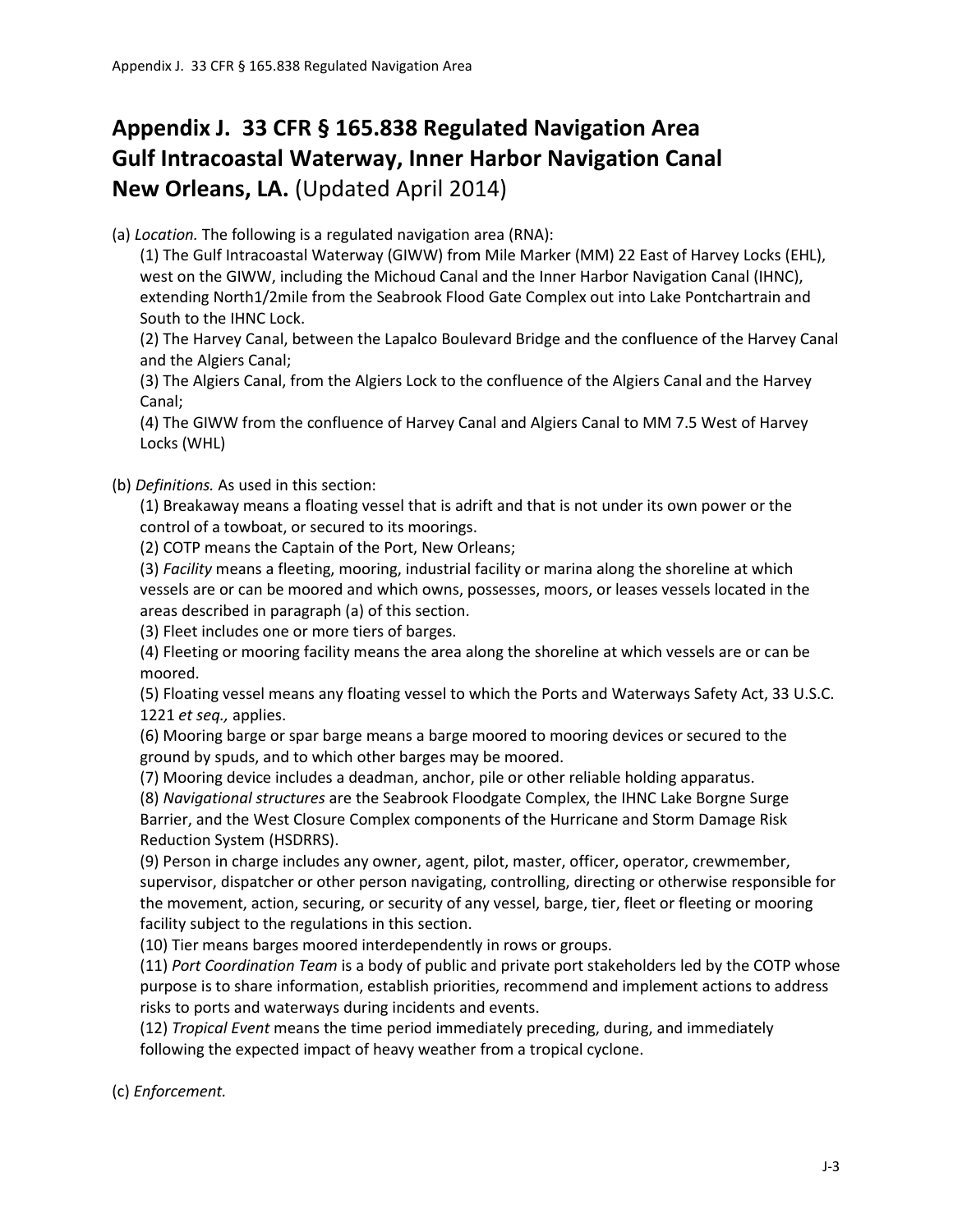# Appendix J. 33 CFR § 165.838 Regulated Navigation Area Gulf Intracoastal Waterway, Inner Harbor Navigation Canal New Orleans, LA. (Updated April 2014)

(a) *Location.* The following is a regulated navigation area (RNA):

(1) The Gulf Intracoastal Waterway (GIWW) from Mile Marker (MM) 22 East of Harvey Locks (EHL), west on the GIWW, including the Michoud Canal and the Inner Harbor Navigation Canal (IHNC), extending North1/2mile from the Seabrook Flood Gate Complex out into Lake Pontchartrain and South to the IHNC Lock.

(2) The Harvey Canal, between the Lapalco Boulevard Bridge and the confluence of the Harvey Canal and the Algiers Canal;

(3) The Algiers Canal, from the Algiers Lock to the confluence of the Algiers Canal and the Harvey Canal;

(4) The GIWW from the confluence of Harvey Canal and Algiers Canal to MM 7.5 West of Harvey Locks (WHL)

(b) *Definitions.* As used in this section:

(1) Breakaway means a floating vessel that is adrift and that is not under its own power or the control of a towboat, or secured to its moorings.

(2) COTP means the Captain of the Port, New Orleans;

(3) *Facility* means a fleeting, mooring, industrial facility or marina along the shoreline at which vessels are or can be moored and which owns, possesses, moors, or leases vessels located in the areas described in paragraph (a) of this section.

(3) Fleet includes one or more tiers of barges.

(4) Fleeting or mooring facility means the area along the shoreline at which vessels are or can be moored.

(5) Floating vessel means any floating vessel to which the Ports and Waterways Safety Act, 33 U.S.C. 1221 *et seq.,* applies.

(6) Mooring barge or spar barge means a barge moored to mooring devices or secured to the ground by spuds, and to which other barges may be moored.

(7) Mooring device includes a deadman, anchor, pile or other reliable holding apparatus.

(8) *Navigational structures* are the Seabrook Floodgate Complex, the IHNC Lake Borgne Surge Barrier, and the West Closure Complex components of the Hurricane and Storm Damage Risk Reduction System (HSDRRS).

(9) Person in charge includes any owner, agent, pilot, master, officer, operator, crewmember, supervisor, dispatcher or other person navigating, controlling, directing or otherwise responsible for the movement, action, securing, or security of any vessel, barge, tier, fleet or fleeting or mooring facility subject to the regulations in this section.

(10) Tier means barges moored interdependently in rows or groups.

(11) *Port Coordination Team* is a body of public and private port stakeholders led by the COTP whose purpose is to share information, establish priorities, recommend and implement actions to address risks to ports and waterways during incidents and events.

(12) *Tropical Event* means the time period immediately preceding, during, and immediately following the expected impact of heavy weather from a tropical cyclone.

(c) *Enforcement.*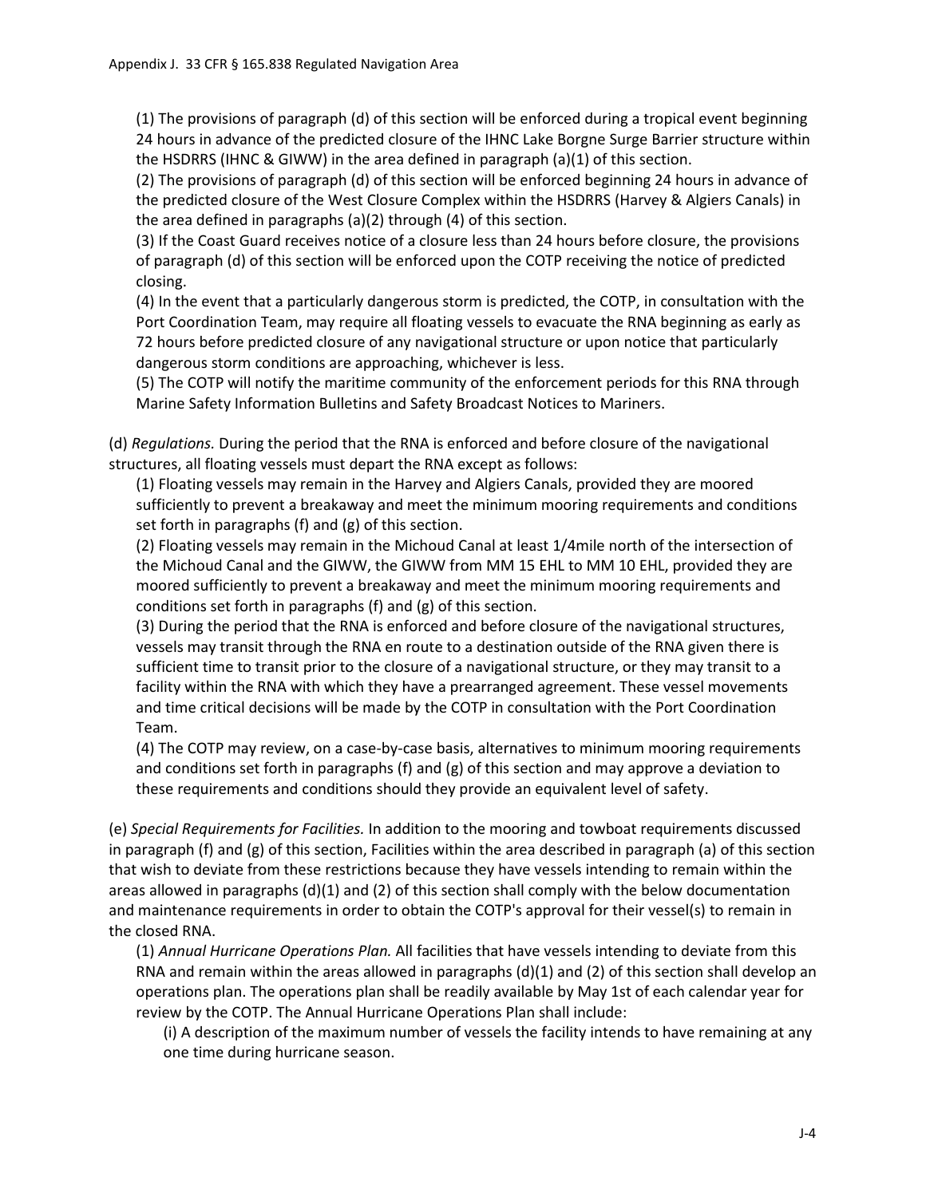(1) The provisions of paragraph (d) of this section will be enforced during a tropical event beginning 24 hours in advance of the predicted closure of the IHNC Lake Borgne Surge Barrier structure within the HSDRRS (IHNC & GIWW) in the area defined in paragraph (a)(1) of this section.

(2) The provisions of paragraph (d) of this section will be enforced beginning 24 hours in advance of the predicted closure of the West Closure Complex within the HSDRRS (Harvey & Algiers Canals) in the area defined in paragraphs (a)(2) through (4) of this section.

(3) If the Coast Guard receives notice of a closure less than 24 hours before closure, the provisions of paragraph (d) of this section will be enforced upon the COTP receiving the notice of predicted closing.

(4) In the event that a particularly dangerous storm is predicted, the COTP, in consultation with the Port Coordination Team, may require all floating vessels to evacuate the RNA beginning as early as 72 hours before predicted closure of any navigational structure or upon notice that particularly dangerous storm conditions are approaching, whichever is less.

(5) The COTP will notify the maritime community of the enforcement periods for this RNA through Marine Safety Information Bulletins and Safety Broadcast Notices to Mariners.

(d) *Regulations.* During the period that the RNA is enforced and before closure of the navigational structures, all floating vessels must depart the RNA except as follows:

(1) Floating vessels may remain in the Harvey and Algiers Canals, provided they are moored sufficiently to prevent a breakaway and meet the minimum mooring requirements and conditions set forth in paragraphs (f) and (g) of this section.

(2) Floating vessels may remain in the Michoud Canal at least 1/4mile north of the intersection of the Michoud Canal and the GIWW, the GIWW from MM 15 EHL to MM 10 EHL, provided they are moored sufficiently to prevent a breakaway and meet the minimum mooring requirements and conditions set forth in paragraphs (f) and (g) of this section.

(3) During the period that the RNA is enforced and before closure of the navigational structures, vessels may transit through the RNA en route to a destination outside of the RNA given there is sufficient time to transit prior to the closure of a navigational structure, or they may transit to a facility within the RNA with which they have a prearranged agreement. These vessel movements and time critical decisions will be made by the COTP in consultation with the Port Coordination Team.

(4) The COTP may review, on a case-by-case basis, alternatives to minimum mooring requirements and conditions set forth in paragraphs (f) and (g) of this section and may approve a deviation to these requirements and conditions should they provide an equivalent level of safety.

(e) *Special Requirements for Facilities.* In addition to the mooring and towboat requirements discussed in paragraph (f) and (g) of this section, Facilities within the area described in paragraph (a) of this section that wish to deviate from these restrictions because they have vessels intending to remain within the areas allowed in paragraphs (d)(1) and (2) of this section shall comply with the below documentation and maintenance requirements in order to obtain the COTP's approval for their vessel(s) to remain in the closed RNA.

(1) *Annual Hurricane Operations Plan.* All facilities that have vessels intending to deviate from this RNA and remain within the areas allowed in paragraphs (d)(1) and (2) of this section shall develop an operations plan. The operations plan shall be readily available by May 1st of each calendar year for review by the COTP. The Annual Hurricane Operations Plan shall include:

(i) A description of the maximum number of vessels the facility intends to have remaining at any one time during hurricane season.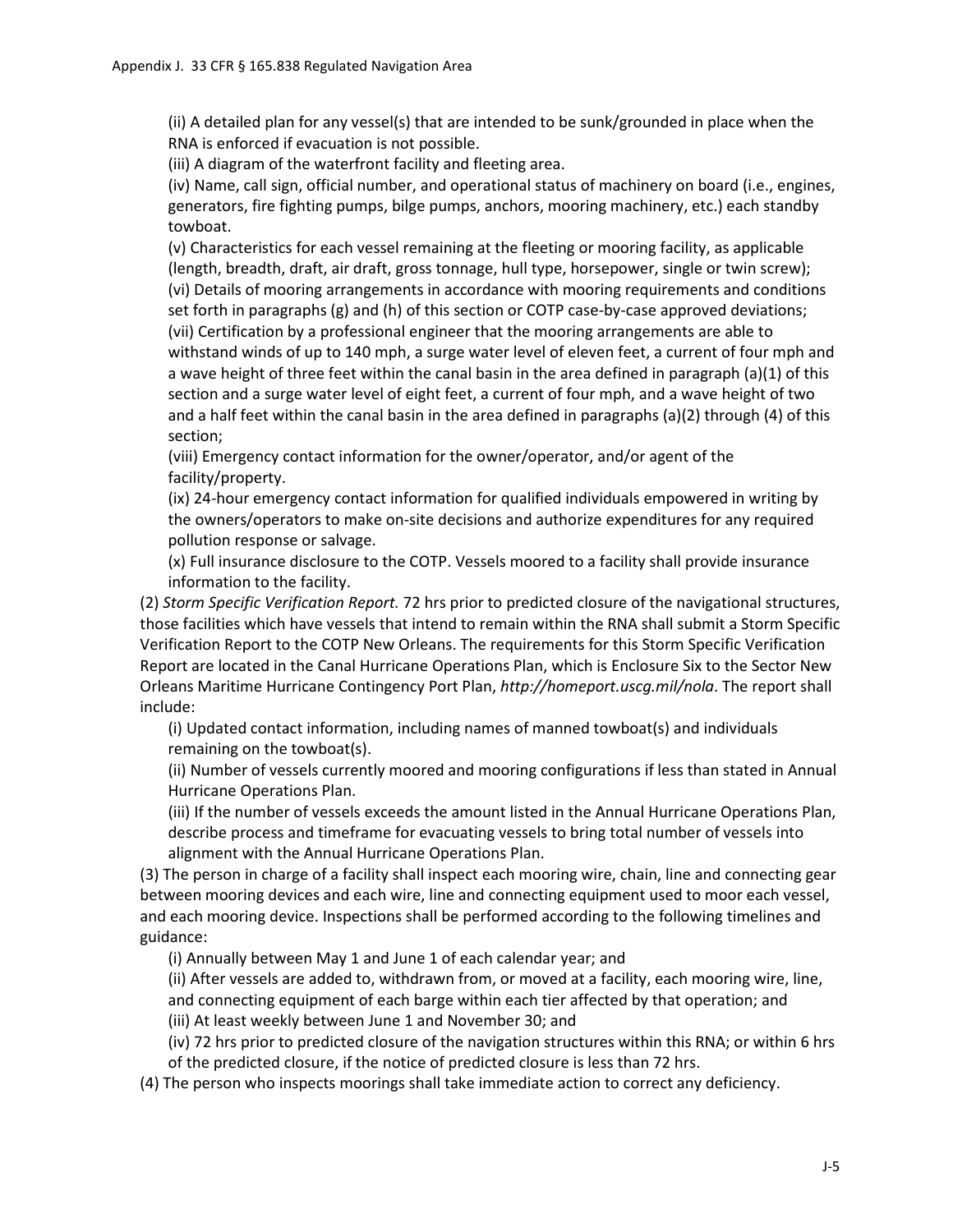(ii) A detailed plan for any vessel(s) that are intended to be sunk/grounded in place when the RNA is enforced if evacuation is not possible.

(iii) A diagram of the waterfront facility and fleeting area.

(iv) Name, call sign, official number, and operational status of machinery on board (i.e., engines, generators, fire fighting pumps, bilge pumps, anchors, mooring machinery, etc.) each standby towboat.

(v) Characteristics for each vessel remaining at the fleeting or mooring facility, as applicable (length, breadth, draft, air draft, gross tonnage, hull type, horsepower, single or twin screw);

(vi) Details of mooring arrangements in accordance with mooring requirements and conditions set forth in paragraphs (g) and (h) of this section or COTP case-by-case approved deviations;

(vii) Certification by a professional engineer that the mooring arrangements are able to withstand winds of up to 140 mph, a surge water level of eleven feet, a current of four mph and a wave height of three feet within the canal basin in the area defined in paragraph (a)(1) of this section and a surge water level of eight feet, a current of four mph, and a wave height of two and a half feet within the canal basin in the area defined in paragraphs (a)(2) through (4) of this section;

(viii) Emergency contact information for the owner/operator, and/or agent of the facility/property.

(ix) 24-hour emergency contact information for qualified individuals empowered in writing by the owners/operators to make on-site decisions and authorize expenditures for any required pollution response or salvage.

(x) Full insurance disclosure to the COTP. Vessels moored to a facility shall provide insurance information to the facility.

(2) *Storm Specific Verification Report.* 72 hrs prior to predicted closure of the navigational structures, those facilities which have vessels that intend to remain within the RNA shall submit a Storm Specific Verification Report to the COTP New Orleans. The requirements for this Storm Specific Verification Report are located in the Canal Hurricane Operations Plan, which is Enclosure Six to the Sector New Orleans Maritime Hurricane Contingency Port Plan, *http://homeport.uscg.mil/nola*. The report shall include:

(i) Updated contact information, including names of manned towboat(s) and individuals remaining on the towboat(s).

(ii) Number of vessels currently moored and mooring configurations if less than stated in Annual Hurricane Operations Plan.

(iii) If the number of vessels exceeds the amount listed in the Annual Hurricane Operations Plan, describe process and timeframe for evacuating vessels to bring total number of vessels into alignment with the Annual Hurricane Operations Plan.

(3) The person in charge of a facility shall inspect each mooring wire, chain, line and connecting gear between mooring devices and each wire, line and connecting equipment used to moor each vessel, and each mooring device. Inspections shall be performed according to the following timelines and guidance:

(i) Annually between May 1 and June 1 of each calendar year; and

(ii) After vessels are added to, withdrawn from, or moved at a facility, each mooring wire, line, and connecting equipment of each barge within each tier affected by that operation; and

(iii) At least weekly between June 1 and November 30; and

(iv) 72 hrs prior to predicted closure of the navigation structures within this RNA; or within 6 hrs of the predicted closure, if the notice of predicted closure is less than 72 hrs.

(4) The person who inspects moorings shall take immediate action to correct any deficiency.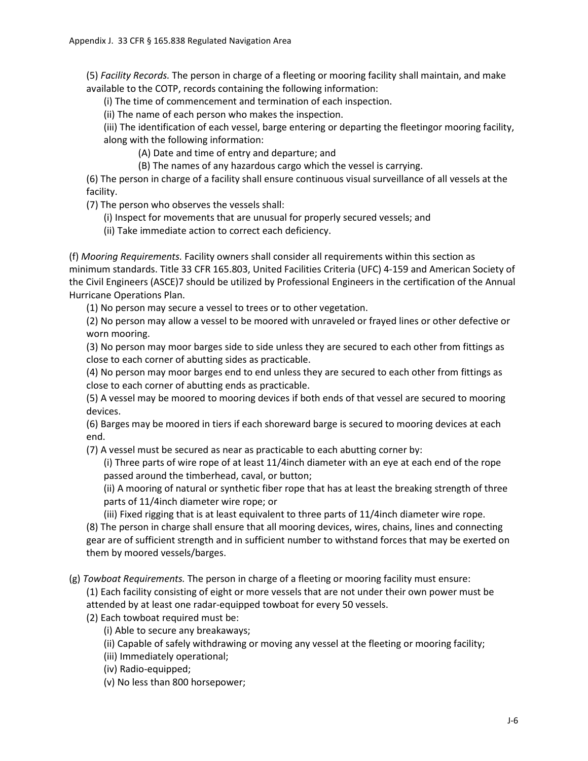(5) *Facility Records.* The person in charge of a fleeting or mooring facility shall maintain, and make available to the COTP, records containing the following information:

(i) The time of commencement and termination of each inspection.

(ii) The name of each person who makes the inspection.

(iii) The identification of each vessel, barge entering or departing the fleetingor mooring facility, along with the following information:

(A) Date and time of entry and departure; and

(B) The names of any hazardous cargo which the vessel is carrying.

(6) The person in charge of a facility shall ensure continuous visual surveillance of all vessels at the facility.

(7) The person who observes the vessels shall:

(i) Inspect for movements that are unusual for properly secured vessels; and

(ii) Take immediate action to correct each deficiency.

(f) *Mooring Requirements.* Facility owners shall consider all requirements within this section as minimum standards. Title 33 CFR 165.803, United Facilities Criteria (UFC) 4-159 and American Society of the Civil Engineers (ASCE)7 should be utilized by Professional Engineers in the certification of the Annual Hurricane Operations Plan.

(1) No person may secure a vessel to trees or to other vegetation.

(2) No person may allow a vessel to be moored with unraveled or frayed lines or other defective or worn mooring.

(3) No person may moor barges side to side unless they are secured to each other from fittings as close to each corner of abutting sides as practicable.

(4) No person may moor barges end to end unless they are secured to each other from fittings as close to each corner of abutting ends as practicable.

(5) A vessel may be moored to mooring devices if both ends of that vessel are secured to mooring devices.

(6) Barges may be moored in tiers if each shoreward barge is secured to mooring devices at each end.

(7) A vessel must be secured as near as practicable to each abutting corner by:

(i) Three parts of wire rope of at least 11/4inch diameter with an eye at each end of the rope passed around the timberhead, caval, or button;

(ii) A mooring of natural or synthetic fiber rope that has at least the breaking strength of three parts of 11/4inch diameter wire rope; or

(iii) Fixed rigging that is at least equivalent to three parts of 11/4inch diameter wire rope.

(8) The person in charge shall ensure that all mooring devices, wires, chains, lines and connecting gear are of sufficient strength and in sufficient number to withstand forces that may be exerted on them by moored vessels/barges.

(g) *Towboat Requirements.* The person in charge of a fleeting or mooring facility must ensure:

(1) Each facility consisting of eight or more vessels that are not under their own power must be attended by at least one radar-equipped towboat for every 50 vessels.

(2) Each towboat required must be:

(i) Able to secure any breakaways;

(ii) Capable of safely withdrawing or moving any vessel at the fleeting or mooring facility;

(iii) Immediately operational;

(iv) Radio-equipped;

(v) No less than 800 horsepower;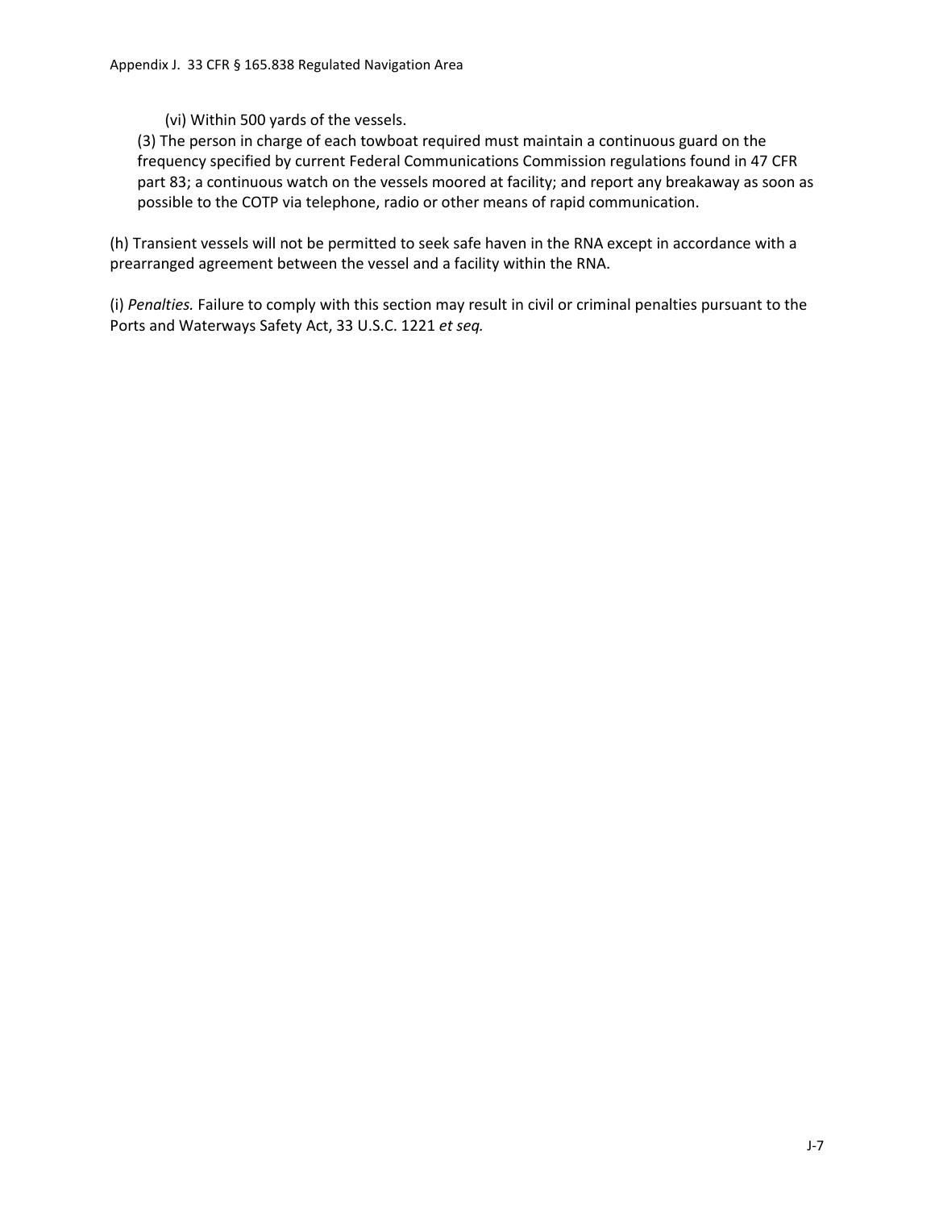(vi) Within 500 yards of the vessels.

(3) The person in charge of each towboat required must maintain a continuous guard on the frequency specified by current Federal Communications Commission regulations found in 47 CFR part 83; a continuous watch on the vessels moored at facility; and report any breakaway as soon as possible to the COTP via telephone, radio or other means of rapid communication.

(h) Transient vessels will not be permitted to seek safe haven in the RNA except in accordance with a prearranged agreement between the vessel and a facility within the RNA.

(i) *Penalties.* Failure to comply with this section may result in civil or criminal penalties pursuant to the Ports and Waterways Safety Act, 33 U.S.C. 1221 *et seq.*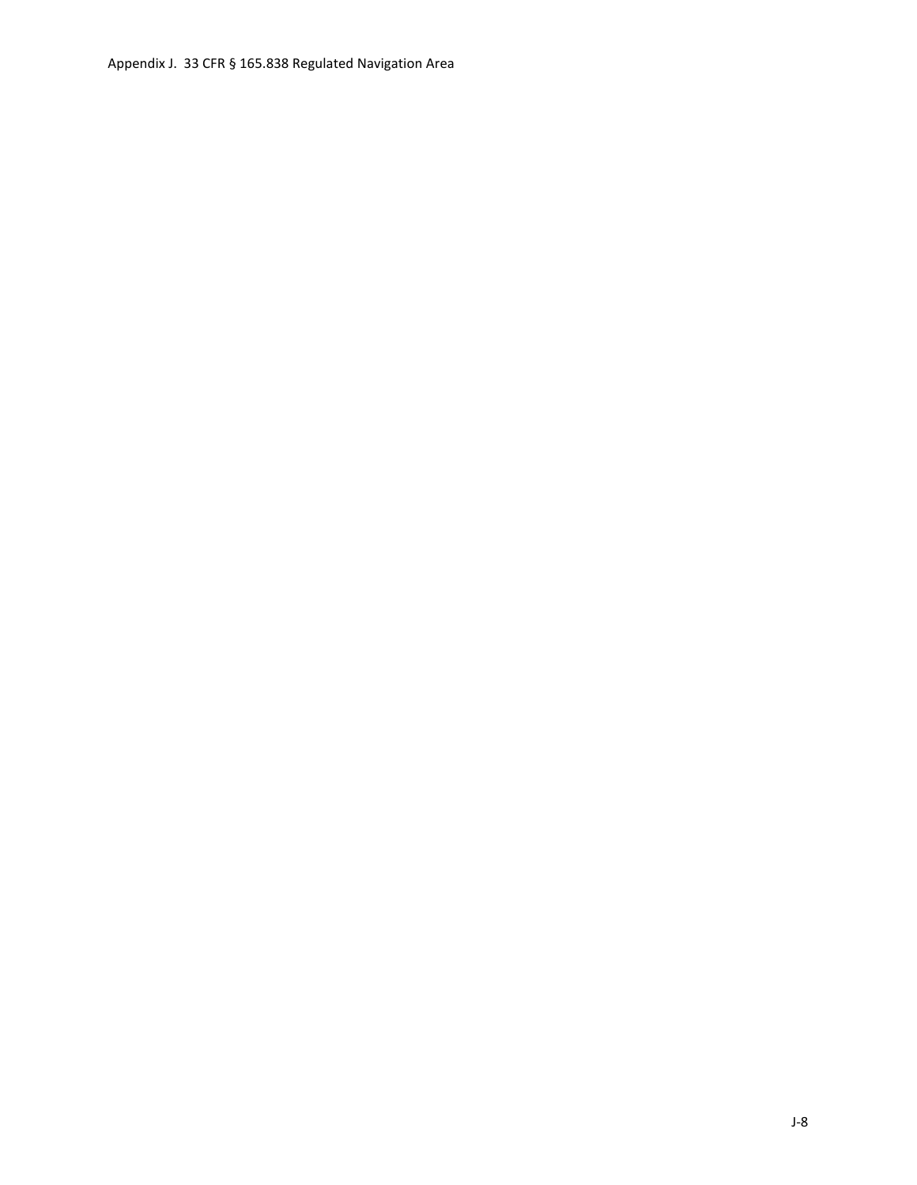Appendix J. 33 CFR § 165.838 Regulated Navigation Area